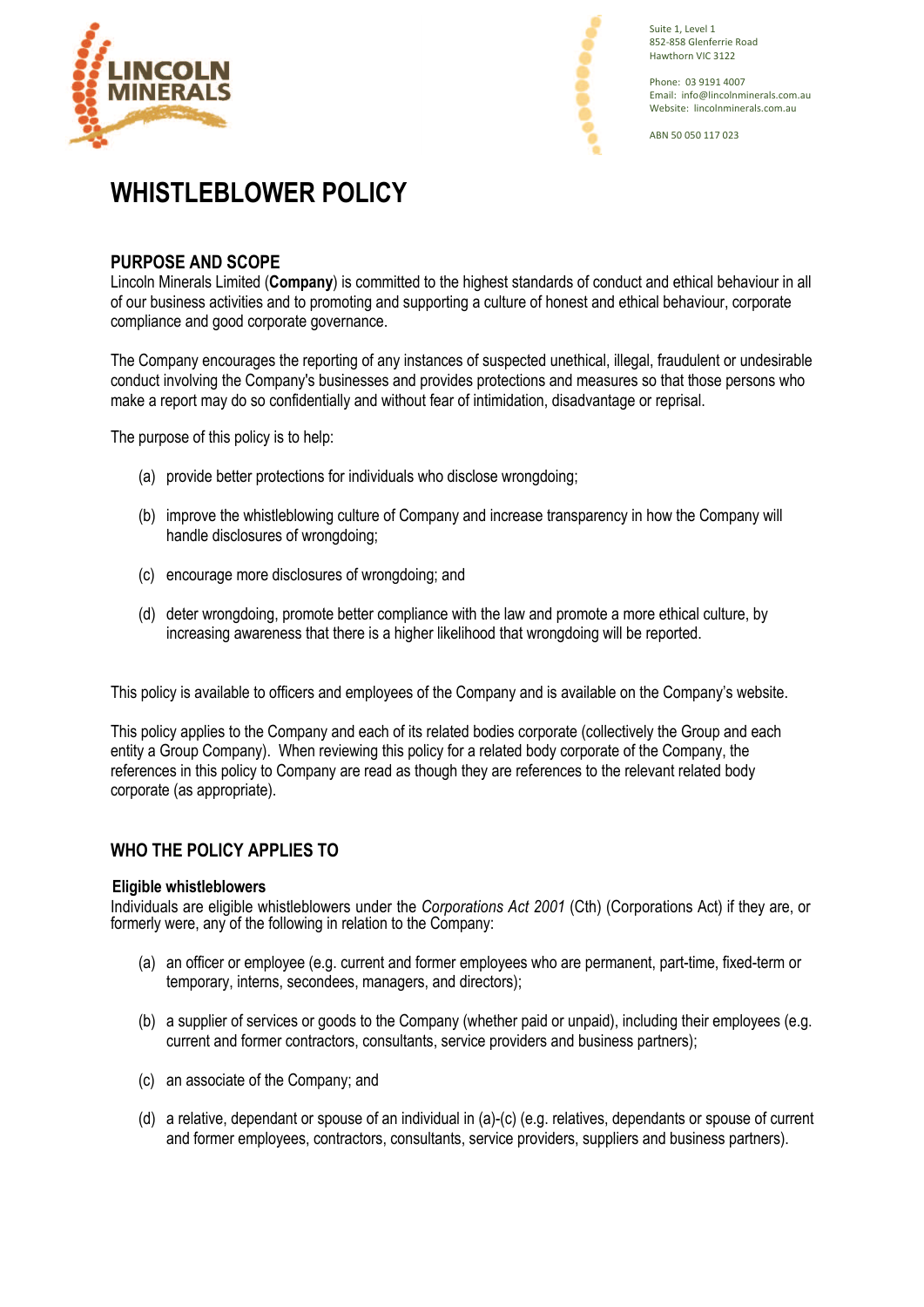Suite 1, Level 1
852-858 Glenferrie Road
Hawthorn VIC 3122

Phone: 03 9191 4007
Email: info@lincolnminerals.com.au
Website: lincolnminerals.com.au

ABN 50 050 117 023

# WHISTLEBLOWER POLICY

## PURPOSE AND SCOPE

Lincoln Minerals Limited (**Company**) is committed to the highest standards of conduct and ethical behaviour in all of our business activities and to promoting and supporting a culture of honest and ethical behaviour, corporate compliance and good corporate governance.

The Company encourages the reporting of any instances of suspected unethical, illegal, fraudulent or undesirable conduct involving the Company's businesses and provides protections and measures so that those persons who make a report may do so confidentially and without fear of intimidation, disadvantage or reprisal.

The purpose of this policy is to help:

(a) provide better protections for individuals who disclose wrongdoing;

(b) improve the whistleblowing culture of Company and increase transparency in how the Company will handle disclosures of wrongdoing;

(c) encourage more disclosures of wrongdoing; and

(d) deter wrongdoing, promote better compliance with the law and promote a more ethical culture, by increasing awareness that there is a higher likelihood that wrongdoing will be reported.

This policy is available to officers and employees of the Company and is available on the Company's website.

This policy applies to the Company and each of its related bodies corporate (collectively the Group and each entity a Group Company). When reviewing this policy for a related body corporate of the Company, the references in this policy to Company are read as though they are references to the relevant related body corporate (as appropriate).

## WHO THE POLICY APPLIES TO

### Eligible whistleblowers

Individuals are eligible whistleblowers under the *Corporations Act 2001* (Cth) (Corporations Act) if they are, or formerly were, any of the following in relation to the Company:

(a) an officer or employee (e.g. current and former employees who are permanent, part-time, fixed-term or temporary, interns, secondees, managers, and directors);

(b) a supplier of services or goods to the Company (whether paid or unpaid), including their employees (e.g. current and former contractors, consultants, service providers and business partners);

(c) an associate of the Company; and

(d) a relative, dependant or spouse of an individual in (a)-(c) (e.g. relatives, dependants or spouse of current and former employees, contractors, consultants, service providers, suppliers and business partners).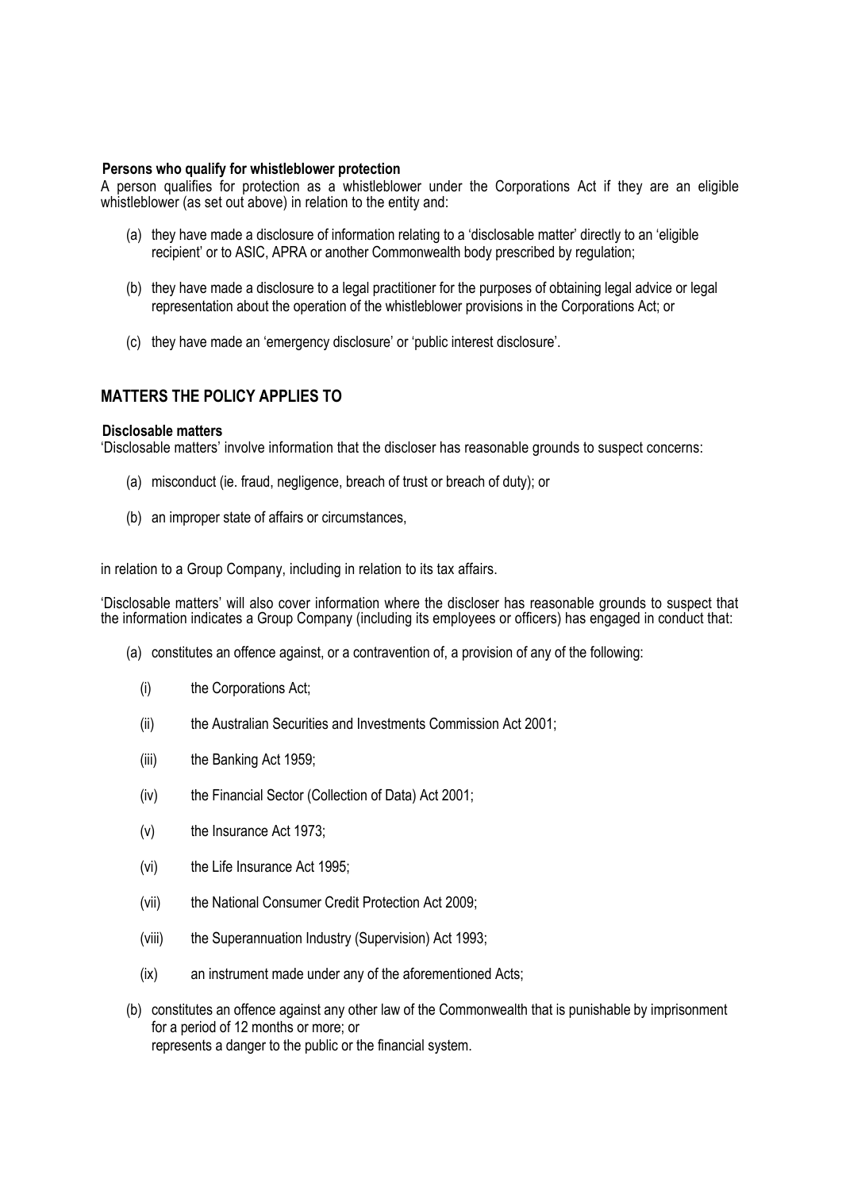**Persons who qualify for whistleblower protection**

A person qualifies for protection as a whistleblower under the Corporations Act if they are an eligible whistleblower (as set out above) in relation to the entity and:

(a) they have made a disclosure of information relating to a 'disclosable matter' directly to an 'eligible recipient' or to ASIC, APRA or another Commonwealth body prescribed by regulation;

(b) they have made a disclosure to a legal practitioner for the purposes of obtaining legal advice or legal representation about the operation of the whistleblower provisions in the Corporations Act; or

(c) they have made an 'emergency disclosure' or 'public interest disclosure'.

## MATTERS THE POLICY APPLIES TO

**Disclosable matters**

'Disclosable matters' involve information that the discloser has reasonable grounds to suspect concerns:

(a) misconduct (ie. fraud, negligence, breach of trust or breach of duty); or

(b) an improper state of affairs or circumstances,

in relation to a Group Company, including in relation to its tax affairs.

'Disclosable matters' will also cover information where the discloser has reasonable grounds to suspect that the information indicates a Group Company (including its employees or officers) has engaged in conduct that:

(a) constitutes an offence against, or a contravention of, a provision of any of the following:

  (i) the Corporations Act;

  (ii) the Australian Securities and Investments Commission Act 2001;

  (iii) the Banking Act 1959;

  (iv) the Financial Sector (Collection of Data) Act 2001;

  (v) the Insurance Act 1973;

  (vi) the Life Insurance Act 1995;

  (vii) the National Consumer Credit Protection Act 2009;

  (viii) the Superannuation Industry (Supervision) Act 1993;

  (ix) an instrument made under any of the aforementioned Acts;

(b) constitutes an offence against any other law of the Commonwealth that is punishable by imprisonment for a period of 12 months or more; or
represents a danger to the public or the financial system.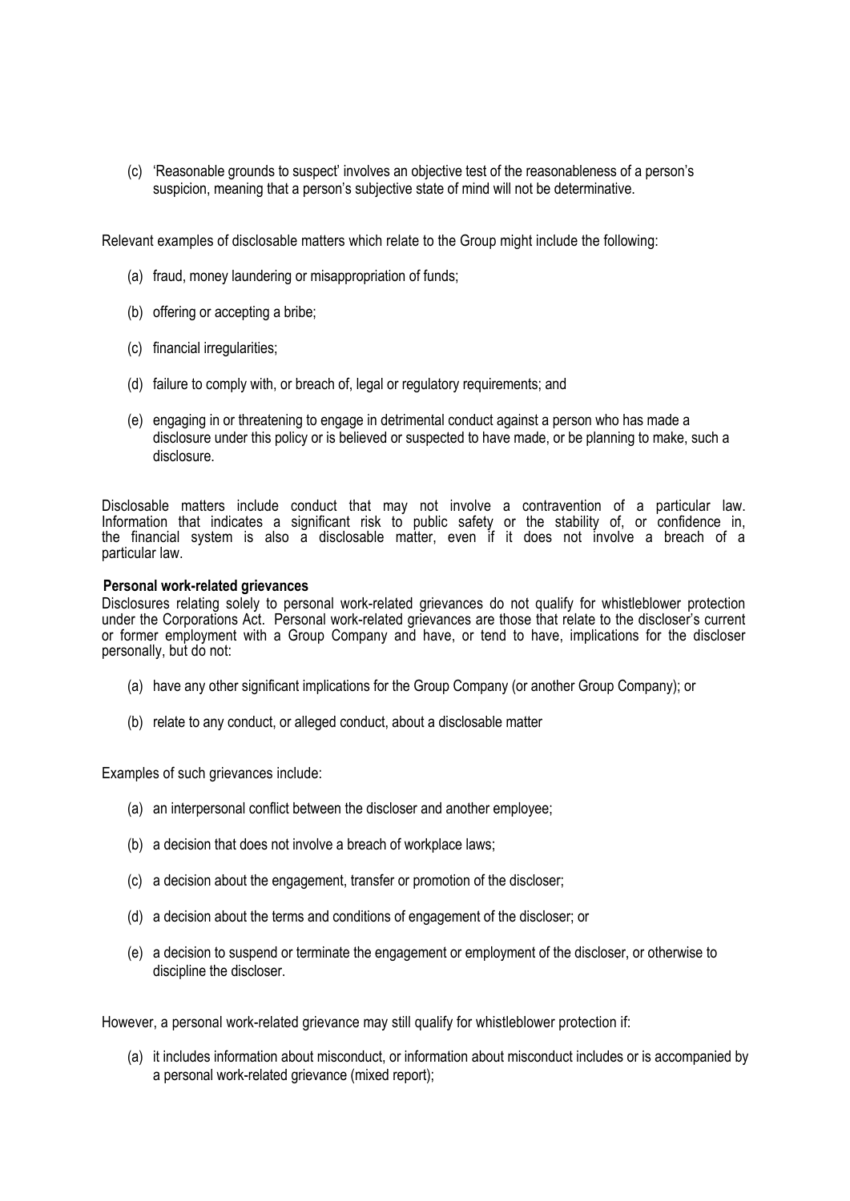(c) 'Reasonable grounds to suspect' involves an objective test of the reasonableness of a person's suspicion, meaning that a person's subjective state of mind will not be determinative.

Relevant examples of disclosable matters which relate to the Group might include the following:

(a) fraud, money laundering or misappropriation of funds;

(b) offering or accepting a bribe;

(c) financial irregularities;

(d) failure to comply with, or breach of, legal or regulatory requirements; and

(e) engaging in or threatening to engage in detrimental conduct against a person who has made a disclosure under this policy or is believed or suspected to have made, or be planning to make, such a disclosure.

Disclosable matters include conduct that may not involve a contravention of a particular law. Information that indicates a significant risk to public safety or the stability of, or confidence in, the financial system is also a disclosable matter, even if it does not involve a breach of a particular law.

**Personal work-related grievances**

Disclosures relating solely to personal work-related grievances do not qualify for whistleblower protection under the Corporations Act. Personal work-related grievances are those that relate to the discloser's current or former employment with a Group Company and have, or tend to have, implications for the discloser personally, but do not:

(a) have any other significant implications for the Group Company (or another Group Company); or

(b) relate to any conduct, or alleged conduct, about a disclosable matter

Examples of such grievances include:

(a) an interpersonal conflict between the discloser and another employee;

(b) a decision that does not involve a breach of workplace laws;

(c) a decision about the engagement, transfer or promotion of the discloser;

(d) a decision about the terms and conditions of engagement of the discloser; or

(e) a decision to suspend or terminate the engagement or employment of the discloser, or otherwise to discipline the discloser.

However, a personal work-related grievance may still qualify for whistleblower protection if:

(a) it includes information about misconduct, or information about misconduct includes or is accompanied by a personal work-related grievance (mixed report);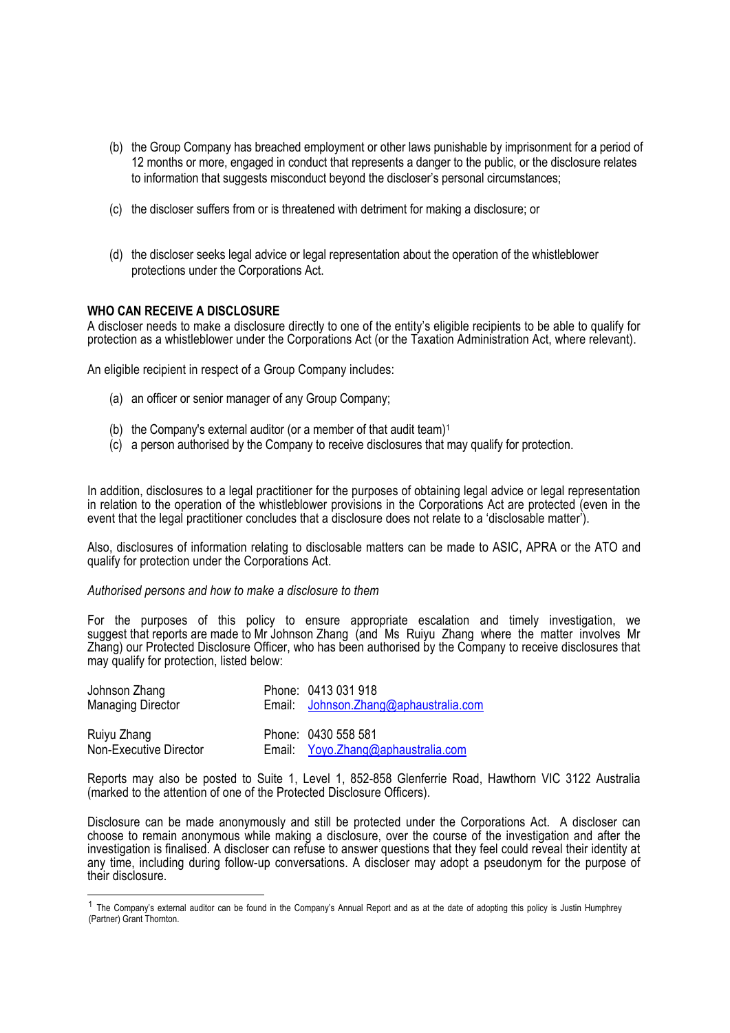(b) the Group Company has breached employment or other laws punishable by imprisonment for a period of 12 months or more, engaged in conduct that represents a danger to the public, or the disclosure relates to information that suggests misconduct beyond the discloser's personal circumstances;

(c) the discloser suffers from or is threatened with detriment for making a disclosure; or

(d) the discloser seeks legal advice or legal representation about the operation of the whistleblower protections under the Corporations Act.

**WHO CAN RECEIVE A DISCLOSURE**

A discloser needs to make a disclosure directly to one of the entity's eligible recipients to be able to qualify for protection as a whistleblower under the Corporations Act (or the Taxation Administration Act, where relevant).

An eligible recipient in respect of a Group Company includes:

(a) an officer or senior manager of any Group Company;

(b) the Company's external auditor (or a member of that audit team)[1]

(c) a person authorised by the Company to receive disclosures that may qualify for protection.

In addition, disclosures to a legal practitioner for the purposes of obtaining legal advice or legal representation in relation to the operation of the whistleblower provisions in the Corporations Act are protected (even in the event that the legal practitioner concludes that a disclosure does not relate to a 'disclosable matter').

Also, disclosures of information relating to disclosable matters can be made to ASIC, APRA or the ATO and qualify for protection under the Corporations Act.

*Authorised persons and how to make a disclosure to them*

For the purposes of this policy to ensure appropriate escalation and timely investigation, we suggest that reports are made to Mr Johnson Zhang (and Ms Ruiyu Zhang where the matter involves Mr Zhang) our Protected Disclosure Officer, who has been authorised by the Company to receive disclosures that may qualify for protection, listed below:

| | |
|---|---|
| Johnson Zhang<br>Managing Director | Phone: 0413 031 918<br>Email: Johnson.Zhang@aphaustralia.com |
| Ruiyu Zhang<br>Non-Executive Director | Phone: 0430 558 581<br>Email: Yoyo.Zhang@aphaustralia.com |

Reports may also be posted to Suite 1, Level 1, 852-858 Glenferrie Road, Hawthorn VIC 3122 Australia (marked to the attention of one of the Protected Disclosure Officers).

Disclosure can be made anonymously and still be protected under the Corporations Act. A discloser can choose to remain anonymous while making a disclosure, over the course of the investigation and after the investigation is finalised. A discloser can refuse to answer questions that they feel could reveal their identity at any time, including during follow-up conversations. A discloser may adopt a pseudonym for the purpose of their disclosure.

---

[1] The Company's external auditor can be found in the Company's Annual Report and as at the date of adopting this policy is Justin Humphrey (Partner) Grant Thornton.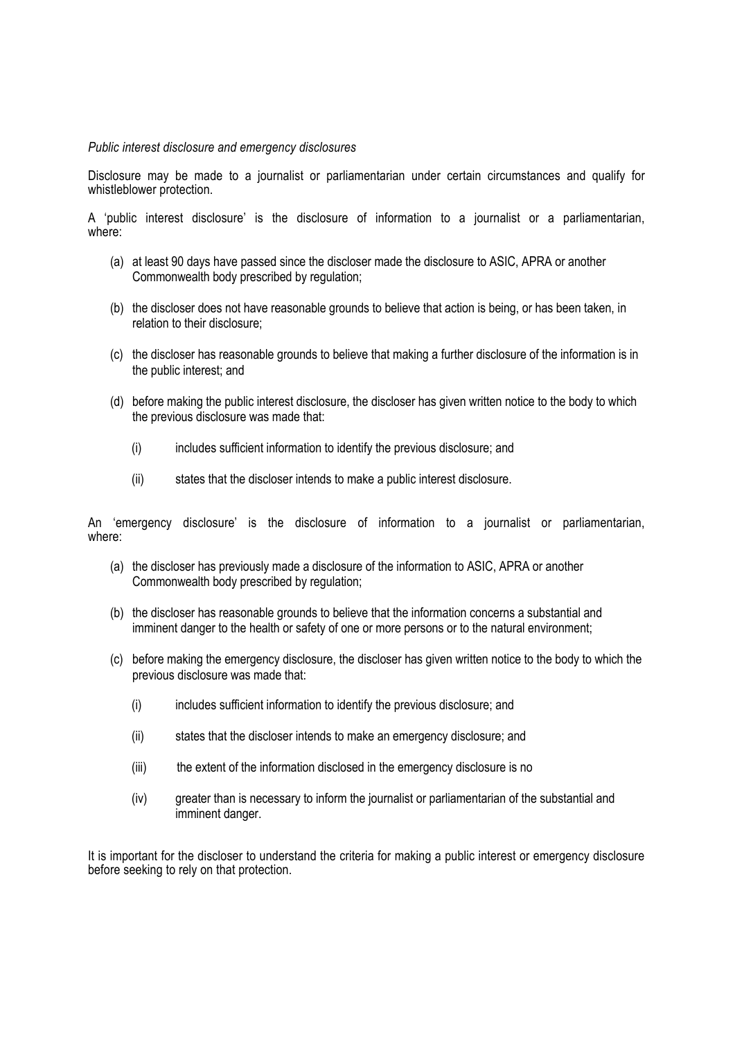*Public interest disclosure and emergency disclosures*

Disclosure may be made to a journalist or parliamentarian under certain circumstances and qualify for whistleblower protection.

A 'public interest disclosure' is the disclosure of information to a journalist or a parliamentarian, where:

(a) at least 90 days have passed since the discloser made the disclosure to ASIC, APRA or another Commonwealth body prescribed by regulation;

(b) the discloser does not have reasonable grounds to believe that action is being, or has been taken, in relation to their disclosure;

(c) the discloser has reasonable grounds to believe that making a further disclosure of the information is in the public interest; and

(d) before making the public interest disclosure, the discloser has given written notice to the body to which the previous disclosure was made that:

 (i) includes sufficient information to identify the previous disclosure; and

 (ii) states that the discloser intends to make a public interest disclosure.

An 'emergency disclosure' is the disclosure of information to a journalist or parliamentarian, where:

(a) the discloser has previously made a disclosure of the information to ASIC, APRA or another Commonwealth body prescribed by regulation;

(b) the discloser has reasonable grounds to believe that the information concerns a substantial and imminent danger to the health or safety of one or more persons or to the natural environment;

(c) before making the emergency disclosure, the discloser has given written notice to the body to which the previous disclosure was made that:

 (i) includes sufficient information to identify the previous disclosure; and

 (ii) states that the discloser intends to make an emergency disclosure; and

 (iii) the extent of the information disclosed in the emergency disclosure is no

 (iv) greater than is necessary to inform the journalist or parliamentarian of the substantial and imminent danger.

It is important for the discloser to understand the criteria for making a public interest or emergency disclosure before seeking to rely on that protection.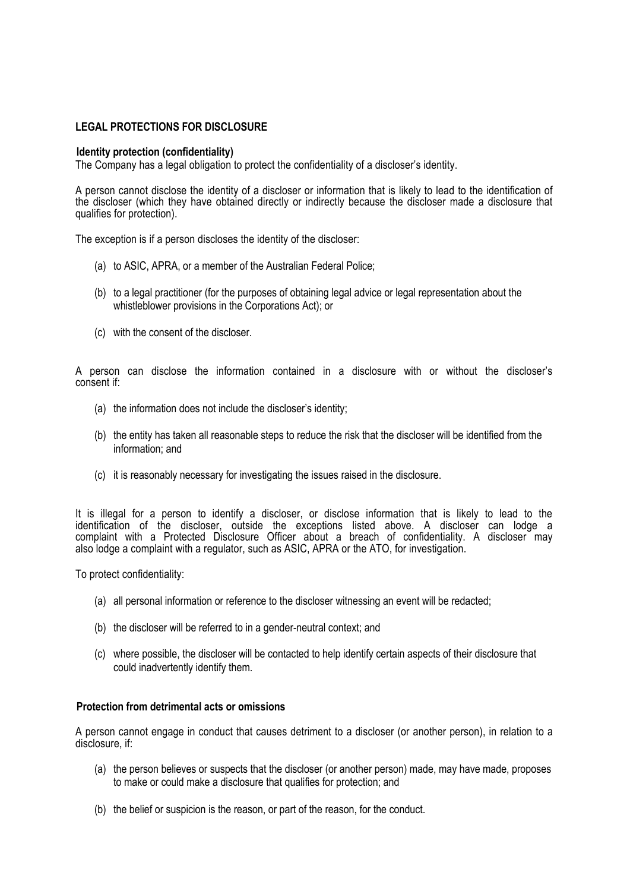## LEGAL PROTECTIONS FOR DISCLOSURE

### Identity protection (confidentiality)

The Company has a legal obligation to protect the confidentiality of a discloser's identity.

A person cannot disclose the identity of a discloser or information that is likely to lead to the identification of the discloser (which they have obtained directly or indirectly because the discloser made a disclosure that qualifies for protection).

The exception is if a person discloses the identity of the discloser:

(a) to ASIC, APRA, or a member of the Australian Federal Police;

(b) to a legal practitioner (for the purposes of obtaining legal advice or legal representation about the whistleblower provisions in the Corporations Act); or

(c) with the consent of the discloser.

A person can disclose the information contained in a disclosure with or without the discloser's consent if:

(a) the information does not include the discloser's identity;

(b) the entity has taken all reasonable steps to reduce the risk that the discloser will be identified from the information; and

(c) it is reasonably necessary for investigating the issues raised in the disclosure.

It is illegal for a person to identify a discloser, or disclose information that is likely to lead to the identification of the discloser, outside the exceptions listed above. A discloser can lodge a complaint with a Protected Disclosure Officer about a breach of confidentiality. A discloser may also lodge a complaint with a regulator, such as ASIC, APRA or the ATO, for investigation.

To protect confidentiality:

(a) all personal information or reference to the discloser witnessing an event will be redacted;

(b) the discloser will be referred to in a gender-neutral context; and

(c) where possible, the discloser will be contacted to help identify certain aspects of their disclosure that could inadvertently identify them.

### Protection from detrimental acts or omissions

A person cannot engage in conduct that causes detriment to a discloser (or another person), in relation to a disclosure, if:

(a) the person believes or suspects that the discloser (or another person) made, may have made, proposes to make or could make a disclosure that qualifies for protection; and

(b) the belief or suspicion is the reason, or part of the reason, for the conduct.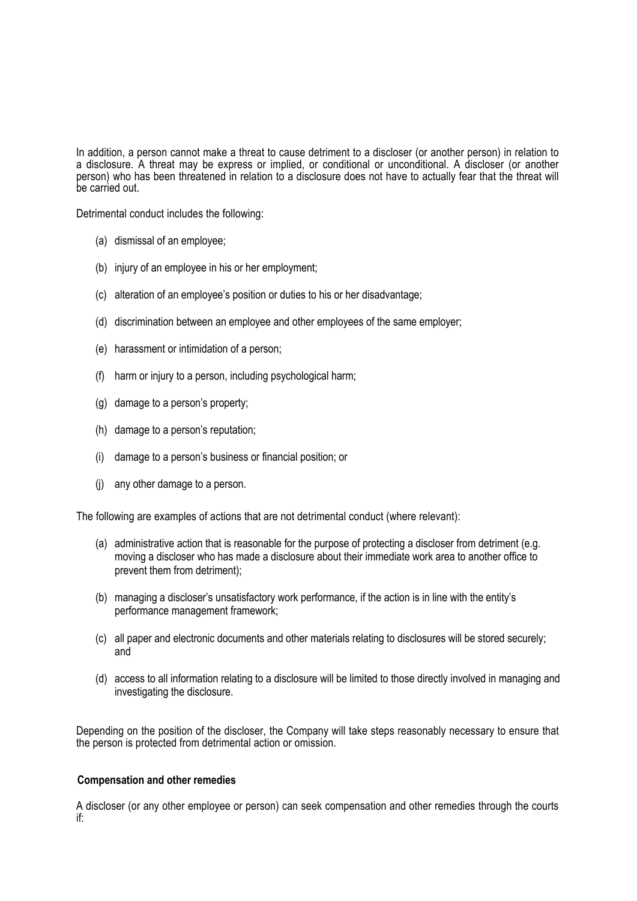In addition, a person cannot make a threat to cause detriment to a discloser (or another person) in relation to a disclosure. A threat may be express or implied, or conditional or unconditional. A discloser (or another person) who has been threatened in relation to a disclosure does not have to actually fear that the threat will be carried out.

Detrimental conduct includes the following:

(a) dismissal of an employee;

(b) injury of an employee in his or her employment;

(c) alteration of an employee's position or duties to his or her disadvantage;

(d) discrimination between an employee and other employees of the same employer;

(e) harassment or intimidation of a person;

(f) harm or injury to a person, including psychological harm;

(g) damage to a person's property;

(h) damage to a person's reputation;

(i) damage to a person's business or financial position; or

(j) any other damage to a person.

The following are examples of actions that are not detrimental conduct (where relevant):

(a) administrative action that is reasonable for the purpose of protecting a discloser from detriment (e.g. moving a discloser who has made a disclosure about their immediate work area to another office to prevent them from detriment);

(b) managing a discloser's unsatisfactory work performance, if the action is in line with the entity's performance management framework;

(c) all paper and electronic documents and other materials relating to disclosures will be stored securely; and

(d) access to all information relating to a disclosure will be limited to those directly involved in managing and investigating the disclosure.

Depending on the position of the discloser, the Company will take steps reasonably necessary to ensure that the person is protected from detrimental action or omission.

**Compensation and other remedies**

A discloser (or any other employee or person) can seek compensation and other remedies through the courts if: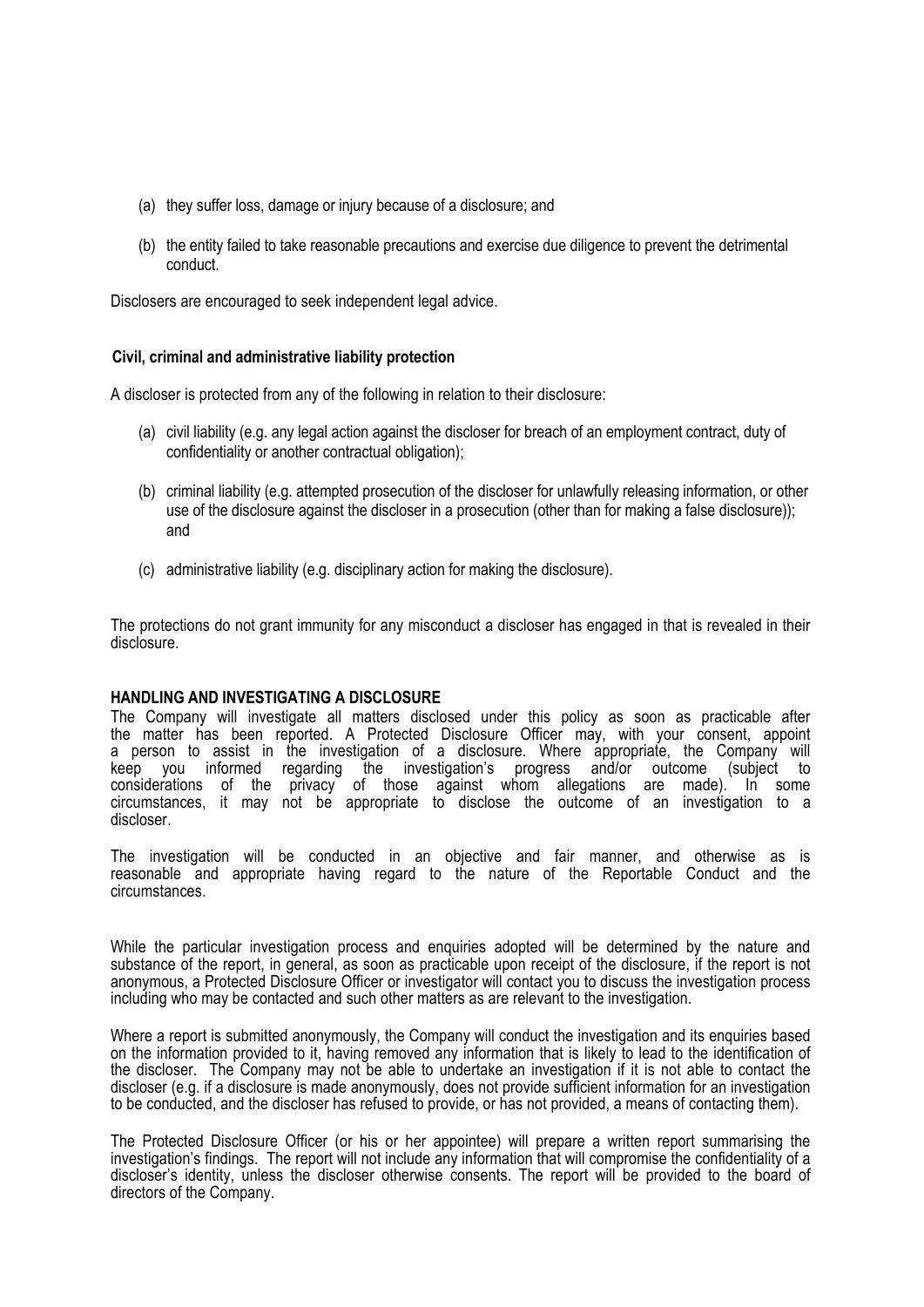(a) they suffer loss, damage or injury because of a disclosure; and

(b) the entity failed to take reasonable precautions and exercise due diligence to prevent the detrimental conduct.

Disclosers are encouraged to seek independent legal advice.

**Civil, criminal and administrative liability protection**

A discloser is protected from any of the following in relation to their disclosure:

(a) civil liability (e.g. any legal action against the discloser for breach of an employment contract, duty of confidentiality or another contractual obligation);

(b) criminal liability (e.g. attempted prosecution of the discloser for unlawfully releasing information, or other use of the disclosure against the discloser in a prosecution (other than for making a false disclosure)); and

(c) administrative liability (e.g. disciplinary action for making the disclosure).

The protections do not grant immunity for any misconduct a discloser has engaged in that is revealed in their disclosure.

**HANDLING AND INVESTIGATING A DISCLOSURE**

The Company will investigate all matters disclosed under this policy as soon as practicable after the matter has been reported. A Protected Disclosure Officer may, with your consent, appoint a person to assist in the investigation of a disclosure. Where appropriate, the Company will keep you informed regarding the investigation's progress and/or outcome (subject to considerations of the privacy of those against whom allegations are made). In some circumstances, it may not be appropriate to disclose the outcome of an investigation to a discloser.

The investigation will be conducted in an objective and fair manner, and otherwise as is reasonable and appropriate having regard to the nature of the Reportable Conduct and the circumstances.

While the particular investigation process and enquiries adopted will be determined by the nature and substance of the report, in general, as soon as practicable upon receipt of the disclosure, if the report is not anonymous, a Protected Disclosure Officer or investigator will contact you to discuss the investigation process including who may be contacted and such other matters as are relevant to the investigation.

Where a report is submitted anonymously, the Company will conduct the investigation and its enquiries based on the information provided to it, having removed any information that is likely to lead to the identification of the discloser. The Company may not be able to undertake an investigation if it is not able to contact the discloser (e.g. if a disclosure is made anonymously, does not provide sufficient information for an investigation to be conducted, and the discloser has refused to provide, or has not provided, a means of contacting them).

The Protected Disclosure Officer (or his or her appointee) will prepare a written report summarising the investigation's findings. The report will not include any information that will compromise the confidentiality of a discloser's identity, unless the discloser otherwise consents. The report will be provided to the board of directors of the Company.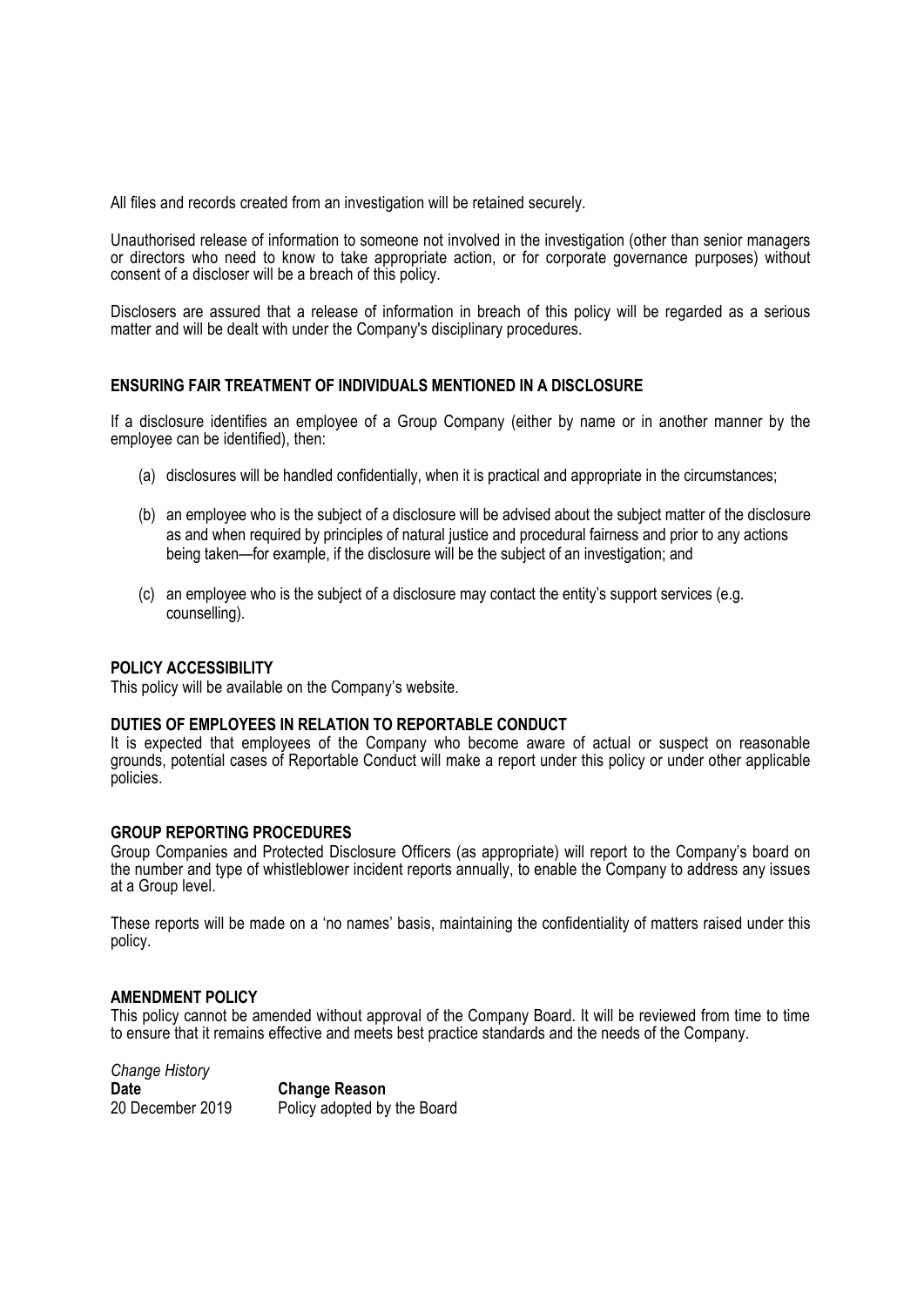All files and records created from an investigation will be retained securely.

Unauthorised release of information to someone not involved in the investigation (other than senior managers or directors who need to know to take appropriate action, or for corporate governance purposes) without consent of a discloser will be a breach of this policy.

Disclosers are assured that a release of information in breach of this policy will be regarded as a serious matter and will be dealt with under the Company's disciplinary procedures.

## ENSURING FAIR TREATMENT OF INDIVIDUALS MENTIONED IN A DISCLOSURE

If a disclosure identifies an employee of a Group Company (either by name or in another manner by the employee can be identified), then:

(a) disclosures will be handled confidentially, when it is practical and appropriate in the circumstances;

(b) an employee who is the subject of a disclosure will be advised about the subject matter of the disclosure as and when required by principles of natural justice and procedural fairness and prior to any actions being taken—for example, if the disclosure will be the subject of an investigation; and

(c) an employee who is the subject of a disclosure may contact the entity's support services (e.g. counselling).

## POLICY ACCESSIBILITY

This policy will be available on the Company's website.

## DUTIES OF EMPLOYEES IN RELATION TO REPORTABLE CONDUCT

It is expected that employees of the Company who become aware of actual or suspect on reasonable grounds, potential cases of Reportable Conduct will make a report under this policy or under other applicable policies.

## GROUP REPORTING PROCEDURES

Group Companies and Protected Disclosure Officers (as appropriate) will report to the Company's board on the number and type of whistleblower incident reports annually, to enable the Company to address any issues at a Group level.

These reports will be made on a 'no names' basis, maintaining the confidentiality of matters raised under this policy.

## AMENDMENT POLICY

This policy cannot be amended without approval of the Company Board. It will be reviewed from time to time to ensure that it remains effective and meets best practice standards and the needs of the Company.

*Change History*

| Date | Change Reason |
|---|---|
| 20 December 2019 | Policy adopted by the Board |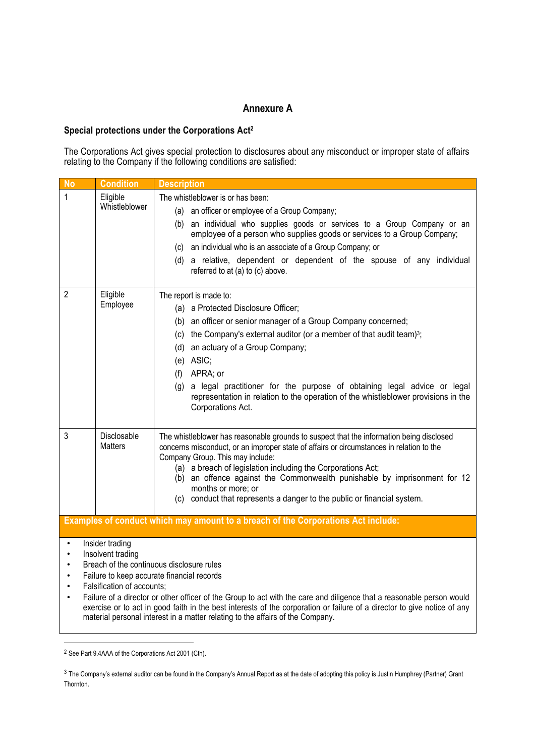## Annexure A

**Special protections under the Corporations Act[2]**

The Corporations Act gives special protection to disclosures about any misconduct or improper state of affairs relating to the Company if the following conditions are satisfied:

| No | Condition | Description |
|---|---|---|
| 1 | Eligible Whistleblower | The whistleblower is or has been:<br>(a) an officer or employee of a Group Company;<br>(b) an individual who supplies goods or services to a Group Company or an employee of a person who supplies goods or services to a Group Company;<br>(c) an individual who is an associate of a Group Company; or<br>(d) a relative, dependent or dependent of the spouse of any individual referred to at (a) to (c) above. |
| 2 | Eligible Employee | The report is made to:<br>(a) a Protected Disclosure Officer;<br>(b) an officer or senior manager of a Group Company concerned;<br>(c) the Company's external auditor (or a member of that audit team)[3];<br>(d) an actuary of a Group Company;<br>(e) ASIC;<br>(f) APRA; or<br>(g) a legal practitioner for the purpose of obtaining legal advice or legal representation in relation to the operation of the whistleblower provisions in the Corporations Act. |
| 3 | Disclosable Matters | The whistleblower has reasonable grounds to suspect that the information being disclosed concerns misconduct, or an improper state of affairs or circumstances in relation to the Company Group. This may include:<br>(a) a breach of legislation including the Corporations Act;<br>(b) an offence against the Commonwealth punishable by imprisonment for 12 months or more; or<br>(c) conduct that represents a danger to the public or financial system. |

**Examples of conduct which may amount to a breach of the Corporations Act include:**

- Insider trading
- Insolvent trading
- Breach of the continuous disclosure rules
- Failure to keep accurate financial records
- Falsification of accounts;
- Failure of a director or other officer of the Group to act with the care and diligence that a reasonable person would exercise or to act in good faith in the best interests of the corporation or failure of a director to give notice of any material personal interest in a matter relating to the affairs of the Company.

---

[2] See Part 9.4AAA of the Corporations Act 2001 (Cth).

[3] The Company's external auditor can be found in the Company's Annual Report as at the date of adopting this policy is Justin Humphrey (Partner) Grant Thornton.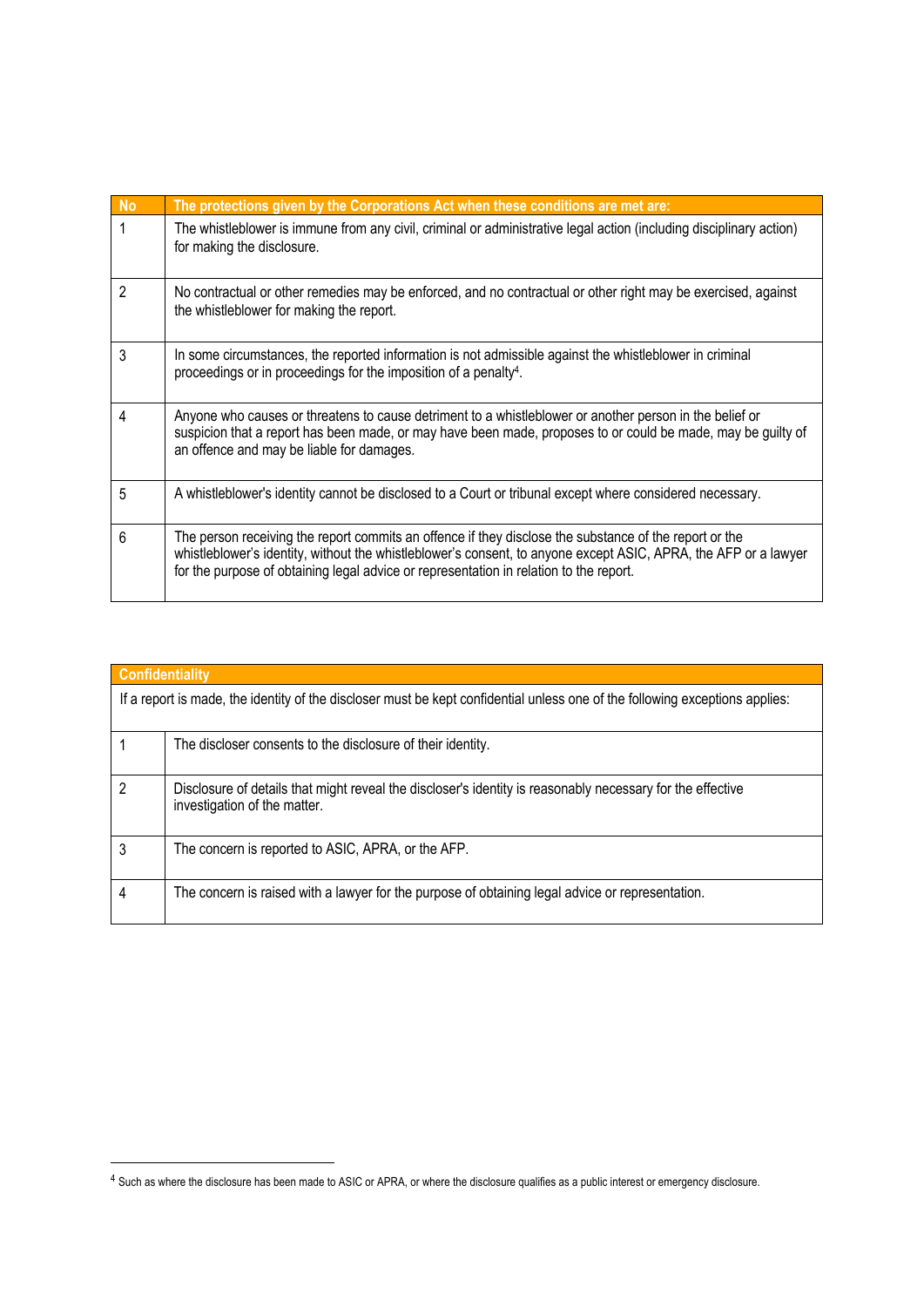| No | The protections given by the Corporations Act when these conditions are met are: |
| --- | --- |
| 1 | The whistleblower is immune from any civil, criminal or administrative legal action (including disciplinary action) for making the disclosure. |
| 2 | No contractual or other remedies may be enforced, and no contractual or other right may be exercised, against the whistleblower for making the report. |
| 3 | In some circumstances, the reported information is not admissible against the whistleblower in criminal proceedings or in proceedings for the imposition of a penalty[4]. |
| 4 | Anyone who causes or threatens to cause detriment to a whistleblower or another person in the belief or suspicion that a report has been made, or may have been made, proposes to or could be made, may be guilty of an offence and may be liable for damages. |
| 5 | A whistleblower's identity cannot be disclosed to a Court or tribunal except where considered necessary. |
| 6 | The person receiving the report commits an offence if they disclose the substance of the report or the whistleblower's identity, without the whistleblower's consent, to anyone except ASIC, APRA, the AFP or a lawyer for the purpose of obtaining legal advice or representation in relation to the report. |

| Confidentiality | |
| --- | --- |
| If a report is made, the identity of the discloser must be kept confidential unless one of the following exceptions applies: | |
| 1 | The discloser consents to the disclosure of their identity. |
| 2 | Disclosure of details that might reveal the discloser's identity is reasonably necessary for the effective investigation of the matter. |
| 3 | The concern is reported to ASIC, APRA, or the AFP. |
| 4 | The concern is raised with a lawyer for the purpose of obtaining legal advice or representation. |

[4] Such as where the disclosure has been made to ASIC or APRA, or where the disclosure qualifies as a public interest or emergency disclosure.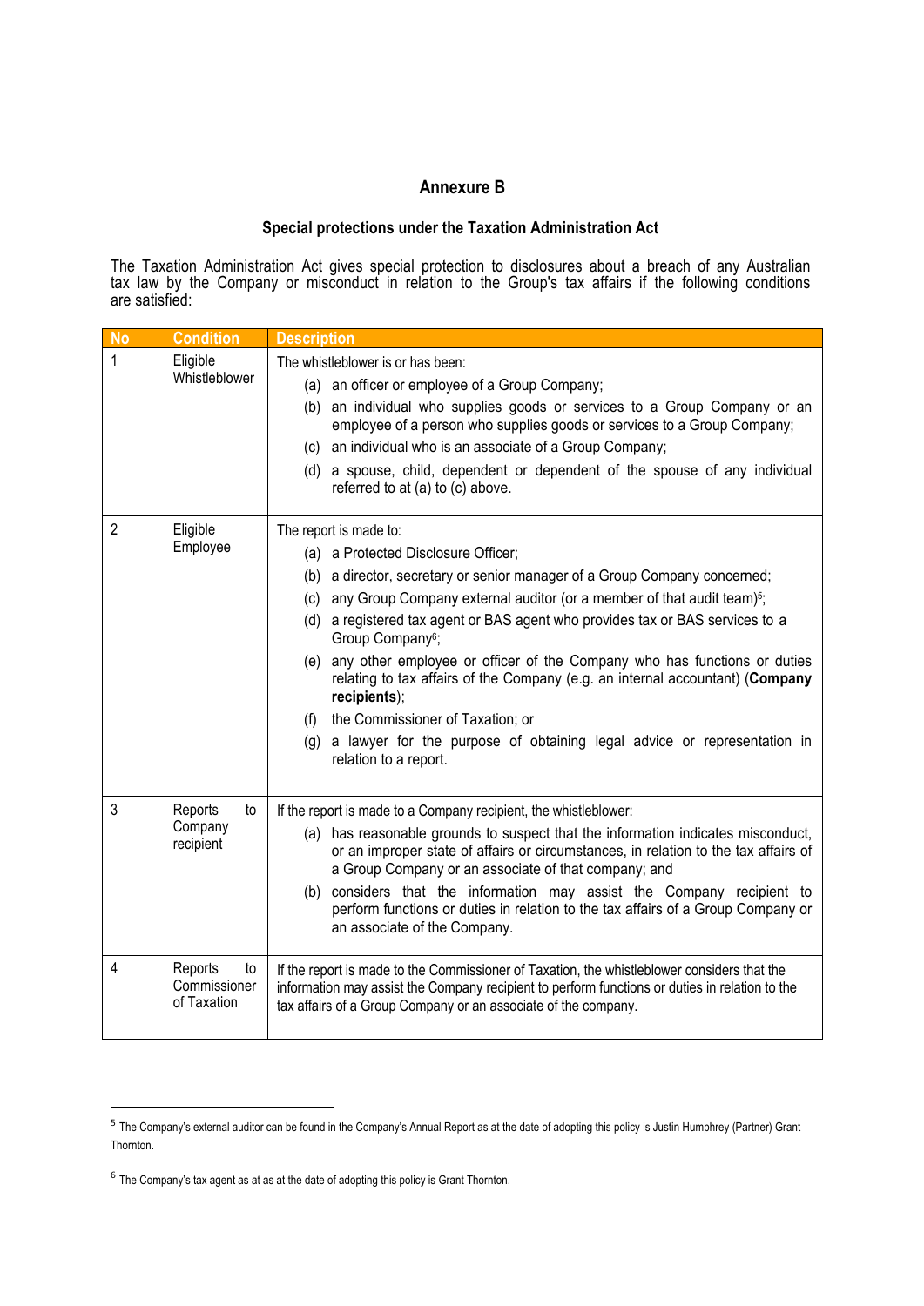# Annexure B

## Special protections under the Taxation Administration Act

The Taxation Administration Act gives special protection to disclosures about a breach of any Australian tax law by the Company or misconduct in relation to the Group's tax affairs if the following conditions are satisfied:

| No | Condition | Description |
|---|---|---|
| 1 | Eligible Whistleblower | The whistleblower is or has been:<br>(a) an officer or employee of a Group Company;<br>(b) an individual who supplies goods or services to a Group Company or an employee of a person who supplies goods or services to a Group Company;<br>(c) an individual who is an associate of a Group Company;<br>(d) a spouse, child, dependent or dependent of the spouse of any individual referred to at (a) to (c) above. |
| 2 | Eligible Employee | The report is made to:<br>(a) a Protected Disclosure Officer;<br>(b) a director, secretary or senior manager of a Group Company concerned;<br>(c) any Group Company external auditor (or a member of that audit team)[5];<br>(d) a registered tax agent or BAS agent who provides tax or BAS services to a Group Company[6];<br>(e) any other employee or officer of the Company who has functions or duties relating to tax affairs of the Company (e.g. an internal accountant) (**Company recipients**);<br>(f) the Commissioner of Taxation; or<br>(g) a lawyer for the purpose of obtaining legal advice or representation in relation to a report. |
| 3 | Reports to Company recipient | If the report is made to a Company recipient, the whistleblower:<br>(a) has reasonable grounds to suspect that the information indicates misconduct, or an improper state of affairs or circumstances, in relation to the tax affairs of a Group Company or an associate of that company; and<br>(b) considers that the information may assist the Company recipient to perform functions or duties in relation to the tax affairs of a Group Company or an associate of the Company. |
| 4 | Reports to Commissioner of Taxation | If the report is made to the Commissioner of Taxation, the whistleblower considers that the information may assist the Company recipient to perform functions or duties in relation to the tax affairs of a Group Company or an associate of the company. |

---

[5] The Company's external auditor can be found in the Company's Annual Report as at the date of adopting this policy is Justin Humphrey (Partner) Grant Thornton.

[6] The Company's tax agent as at as at the date of adopting this policy is Grant Thornton.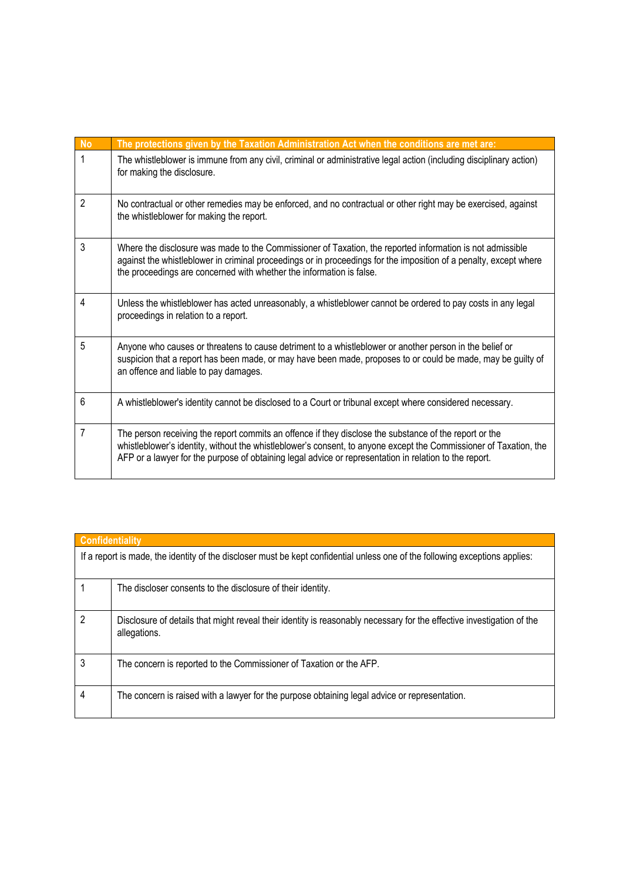| No | The protections given by the Taxation Administration Act when the conditions are met are: |
|---|---|
| 1 | The whistleblower is immune from any civil, criminal or administrative legal action (including disciplinary action) for making the disclosure. |
| 2 | No contractual or other remedies may be enforced, and no contractual or other right may be exercised, against the whistleblower for making the report. |
| 3 | Where the disclosure was made to the Commissioner of Taxation, the reported information is not admissible against the whistleblower in criminal proceedings or in proceedings for the imposition of a penalty, except where the proceedings are concerned with whether the information is false. |
| 4 | Unless the whistleblower has acted unreasonably, a whistleblower cannot be ordered to pay costs in any legal proceedings in relation to a report. |
| 5 | Anyone who causes or threatens to cause detriment to a whistleblower or another person in the belief or suspicion that a report has been made, or may have been made, proposes to or could be made, may be guilty of an offence and liable to pay damages. |
| 6 | A whistleblower's identity cannot be disclosed to a Court or tribunal except where considered necessary. |
| 7 | The person receiving the report commits an offence if they disclose the substance of the report or the whistleblower's identity, without the whistleblower's consent, to anyone except the Commissioner of Taxation, the AFP or a lawyer for the purpose of obtaining legal advice or representation in relation to the report. |

| Confidentiality | |
|---|---|
| If a report is made, the identity of the discloser must be kept confidential unless one of the following exceptions applies: | |
| 1 | The discloser consents to the disclosure of their identity. |
| 2 | Disclosure of details that might reveal their identity is reasonably necessary for the effective investigation of the allegations. |
| 3 | The concern is reported to the Commissioner of Taxation or the AFP. |
| 4 | The concern is raised with a lawyer for the purpose obtaining legal advice or representation. |